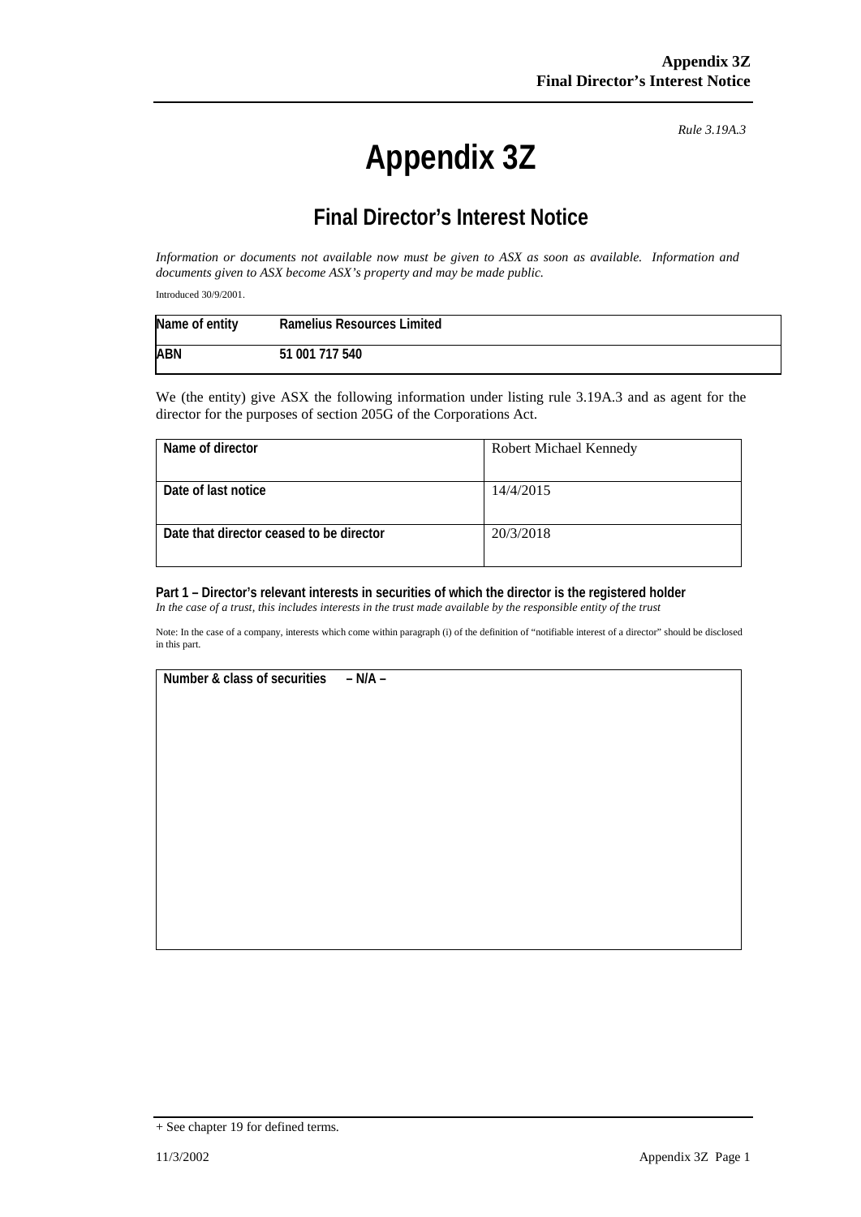*Rule 3.19A.3*

# Appendix 3Z

## Final Director's Interest Notice

*Information or documents not available now must be given to ASX as soon as available. Information and documents given to ASX become ASX's property and may be made public.*

Introduced 30/9/2001.

| Name of entity | Ramelius Resources Limited |
|---|---|
| ABN | 51 001 717 540 |

We (the entity) give ASX the following information under listing rule 3.19A.3 and as agent for the director for the purposes of section 205G of the Corporations Act.

| Name of director | Robert Michael Kennedy |
|---|---|
| Date of last notice | 14/4/2015 |
| Date that director ceased to be director | 20/3/2018 |

**Part 1 – Director's relevant interests in securities of which the director is the registered holder**
*In the case of a trust, this includes interests in the trust made available by the responsible entity of the trust*

Note: In the case of a company, interests which come within paragraph (i) of the definition of "notifiable interest of a director" should be disclosed in this part.

| Number & class of securities – N/A – |
|---|

+ See chapter 19 for defined terms.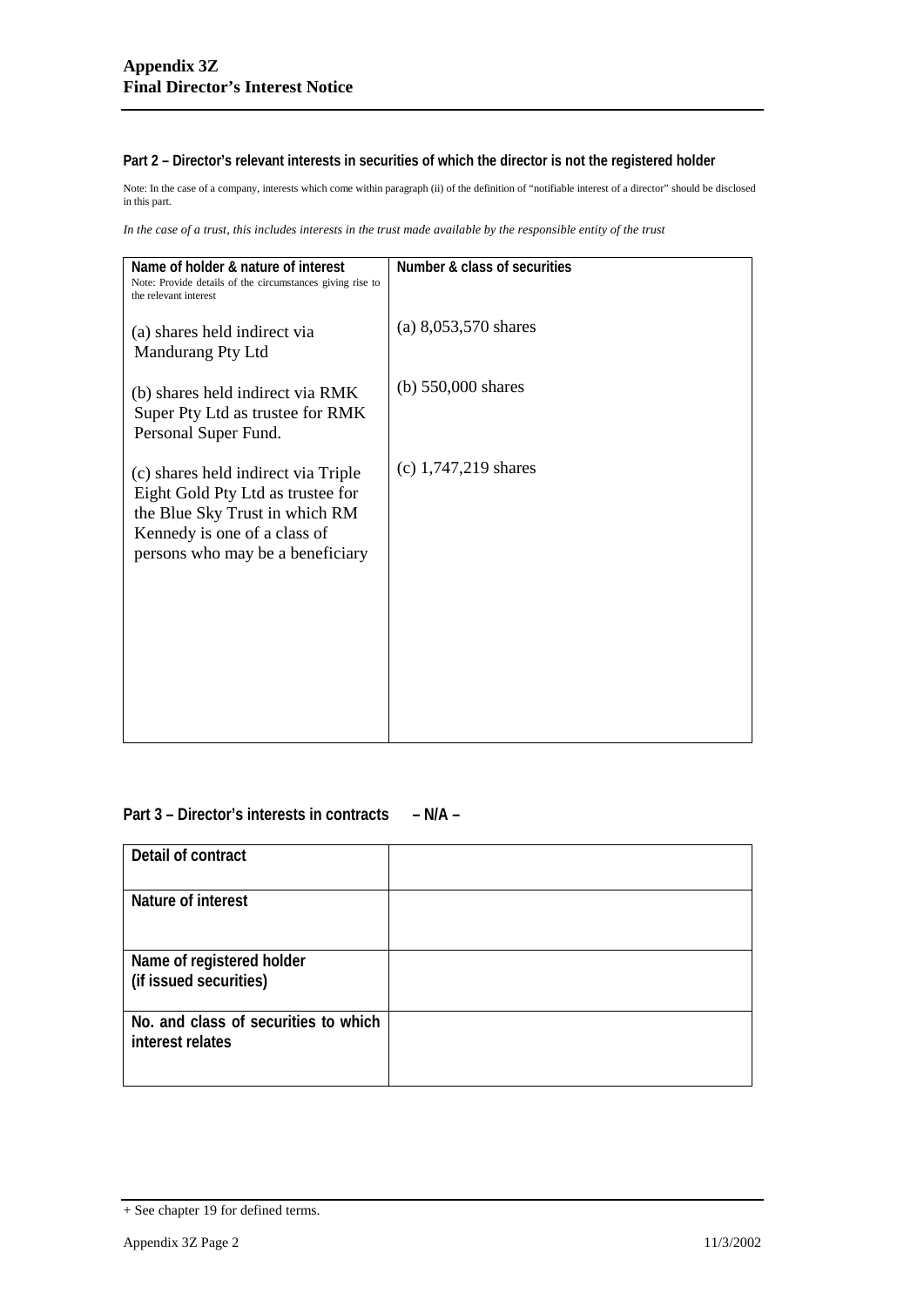## Part 2 – Director's relevant interests in securities of which the director is not the registered holder

Note: In the case of a company, interests which come within paragraph (ii) of the definition of "notifiable interest of a director" should be disclosed in this part.

*In the case of a trust, this includes interests in the trust made available by the responsible entity of the trust*

| Name of holder & nature of interest<br>Note: Provide details of the circumstances giving rise to the relevant interest | Number & class of securities |
|---|---|
| (a) shares held indirect via Mandurang Pty Ltd | (a) 8,053,570 shares |
| (b) shares held indirect via RMK Super Pty Ltd as trustee for RMK Personal Super Fund. | (b) 550,000 shares |
| (c) shares held indirect via Triple Eight Gold Pty Ltd as trustee for the Blue Sky Trust in which RM Kennedy is one of a class of persons who may be a beneficiary | (c) 1,747,219 shares |

## Part 3 – Director's interests in contracts – N/A –

| | |
|---|---|
| Detail of contract | |
| Nature of interest | |
| Name of registered holder (if issued securities) | |
| No. and class of securities to which interest relates | |

+ See chapter 19 for defined terms.